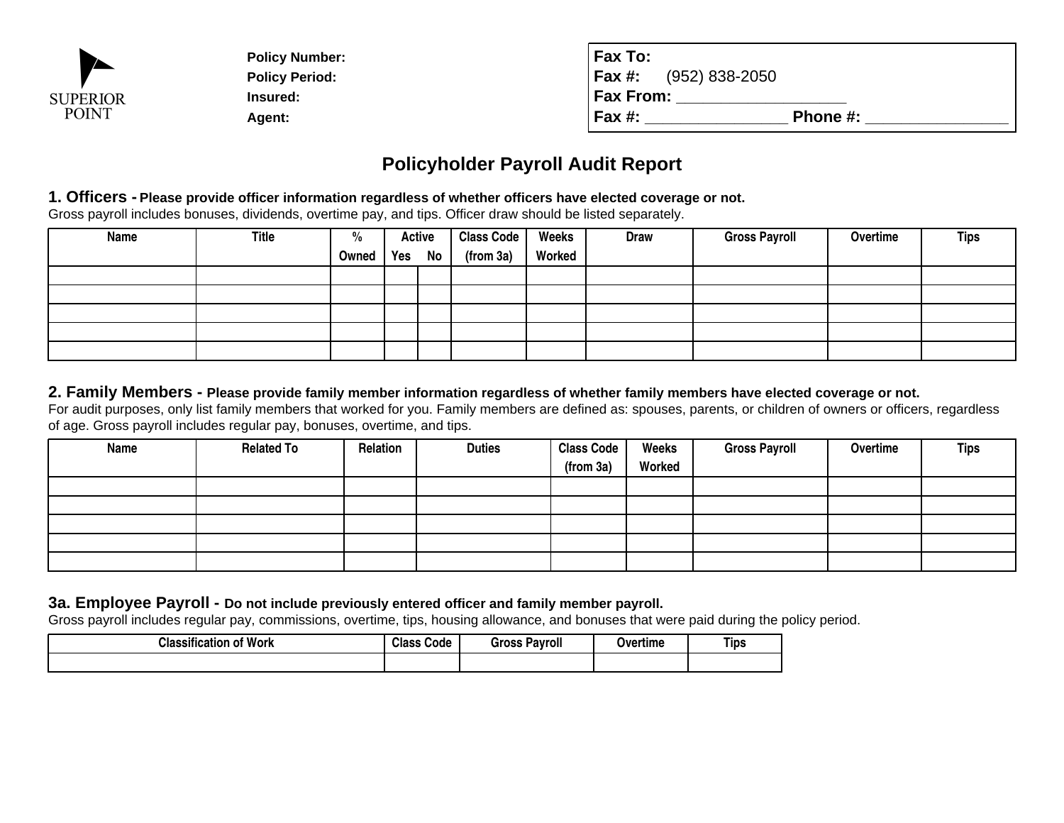SUPERIOR POINT

**Policy Number:**
**Policy Period:**
**Insured:**
**Agent:**

**Fax To:**
**Fax #:** (952) 838-2050
**Fax From:** ___________________
**Fax #:** _______________ **Phone #:** _______________

# Policyholder Payroll Audit Report

## 1. Officers - Please provide officer information regardless of whether officers have elected coverage or not.

Gross payroll includes bonuses, dividends, overtime pay, and tips. Officer draw should be listed separately.

| Name | Title | % Owned | Active | | Class Code (from 3a) | Weeks Worked | Draw | Gross Payroll | Overtime | Tips |
|---|---|---|---|---|---|---|---|---|---|---|
| | | | Yes | No | | | | | | |
| | | | | | | | | | | |
| | | | | | | | | | | |
| | | | | | | | | | | |
| | | | | | | | | | | |
| | | | | | | | | | | |

## 2. Family Members - Please provide family member information regardless of whether family members have elected coverage or not.

For audit purposes, only list family members that worked for you. Family members are defined as: spouses, parents, or children of owners or officers, regardless of age. Gross payroll includes regular pay, bonuses, overtime, and tips.

| Name | Related To | Relation | Duties | Class Code (from 3a) | Weeks Worked | Gross Payroll | Overtime | Tips |
|---|---|---|---|---|---|---|---|---|
| | | | | | | | | |
| | | | | | | | | |
| | | | | | | | | |
| | | | | | | | | |
| | | | | | | | | |

## 3a. Employee Payroll - Do not include previously entered officer and family member payroll.

Gross payroll includes regular pay, commissions, overtime, tips, housing allowance, and bonuses that were paid during the policy period.

| Classification of Work | Class Code | Gross Payroll | Overtime | Tips |
|---|---|---|---|---|
| | | | | |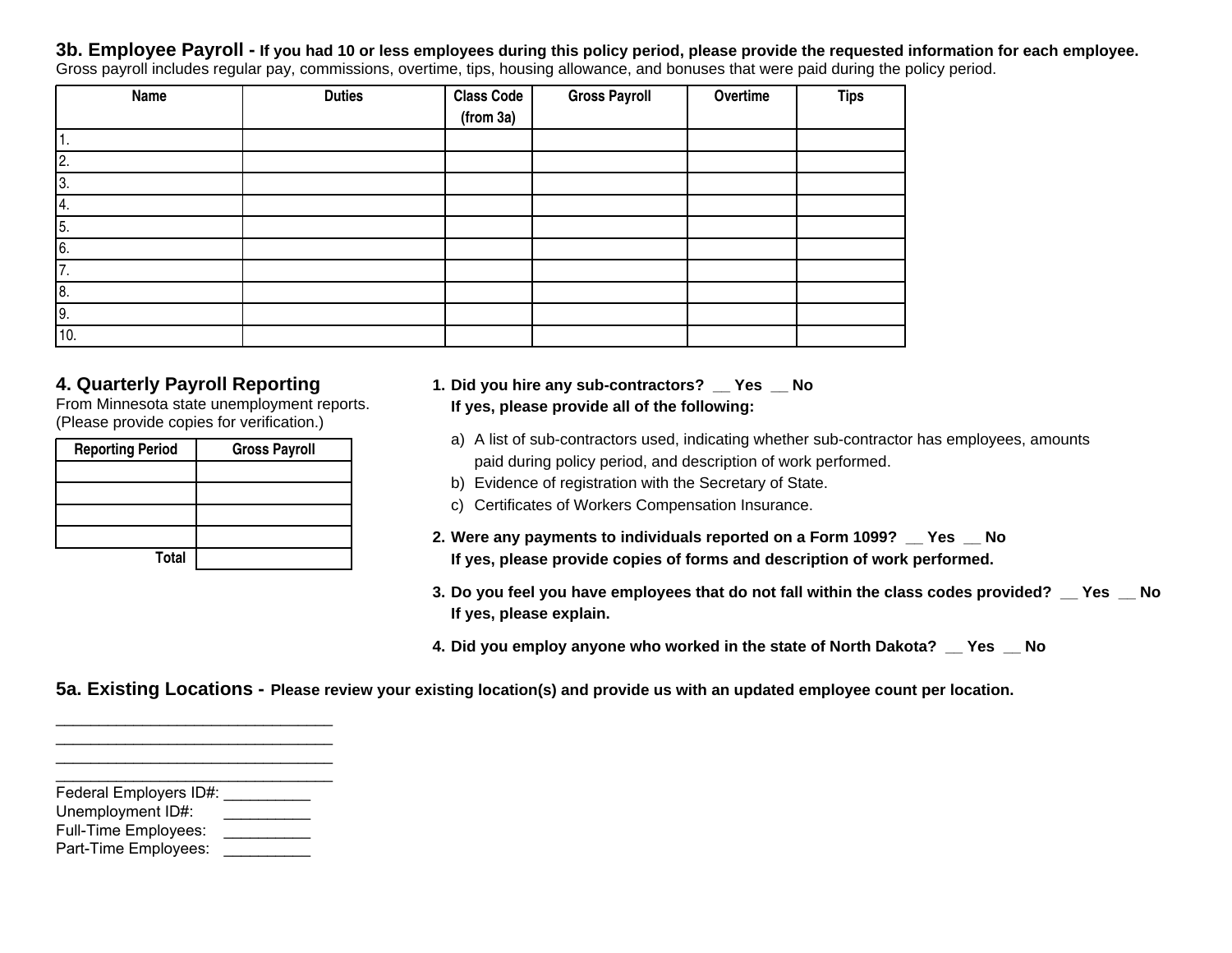### 3b. Employee Payroll - **If you had 10 or less employees during this policy period, please provide the requested information for each employee.**

Gross payroll includes regular pay, commissions, overtime, tips, housing allowance, and bonuses that were paid during the policy period.

| Name | Duties | Class Code (from 3a) | Gross Payroll | Overtime | Tips |
|---|---|---|---|---|---|
| 1. | | | | | |
| 2. | | | | | |
| 3. | | | | | |
| 4. | | | | | |
| 5. | | | | | |
| 6. | | | | | |
| 7. | | | | | |
| 8. | | | | | |
| 9. | | | | | |
| 10. | | | | | |

### 4. Quarterly Payroll Reporting

From Minnesota state unemployment reports.
(Please provide copies for verification.)

| Reporting Period | Gross Payroll |
|---|---|
| | |
| | |
| | |
| | |
| Total | |

1. **Did you hire any sub-contractors? __ Yes __ No**
   **If yes, please provide all of the following:**
   a) A list of sub-contractors used, indicating whether sub-contractor has employees, amounts paid during policy period, and description of work performed.
   b) Evidence of registration with the Secretary of State.
   c) Certificates of Workers Compensation Insurance.
2. **Were any payments to individuals reported on a Form 1099? __ Yes __ No**
   **If yes, please provide copies of forms and description of work performed.**
3. **Do you feel you have employees that do not fall within the class codes provided? __ Yes __ No**
   **If yes, please explain.**
4. **Did you employ anyone who worked in the state of North Dakota? __ Yes __ No**

### 5a. Existing Locations - **Please review your existing location(s) and provide us with an updated employee count per location.**

________________________________
________________________________
________________________________
________________________________

Federal Employers ID#: __________
Unemployment ID#: __________
Full-Time Employees: __________
Part-Time Employees: __________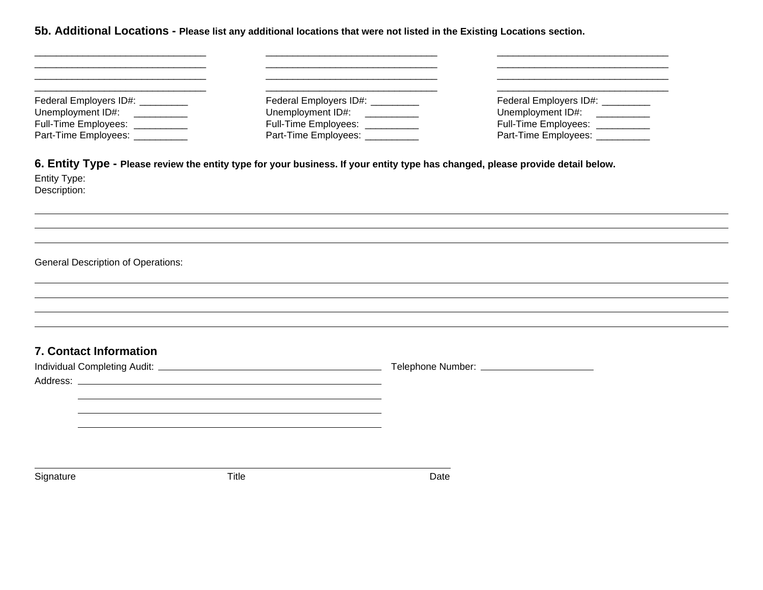## 5b. Additional Locations - **Please list any additional locations that were not listed in the Existing Locations section.**

| | | |
|---|---|---|
| ________________________________ | ________________________________ | ________________________________ |
| ________________________________ | ________________________________ | ________________________________ |
| ________________________________ | ________________________________ | ________________________________ |
| ________________________________ | ________________________________ | ________________________________ |
| Federal Employers ID#: _________ | Federal Employers ID#: _________ | Federal Employers ID#: _________ |
| Unemployment ID#: __________ | Unemployment ID#: __________ | Unemployment ID#: __________ |
| Full-Time Employees: __________ | Full-Time Employees: __________ | Full-Time Employees: __________ |
| Part-Time Employees: __________ | Part-Time Employees: __________ | Part-Time Employees: __________ |

## 6. Entity Type - **Please review the entity type for your business. If your entity type has changed, please provide detail below.**

Entity Type:

Description:

________________________________________________________________________________

________________________________________________________________________________

________________________________________________________________________________

General Description of Operations:

________________________________________________________________________________

________________________________________________________________________________

________________________________________________________________________________

________________________________________________________________________________

## 7. Contact Information

Individual Completing Audit: ________________________________ Telephone Number: ____________________

Address: ________________________________

________________________________

________________________________

________________________________

________________________________________________________________________________

Signature Title Date